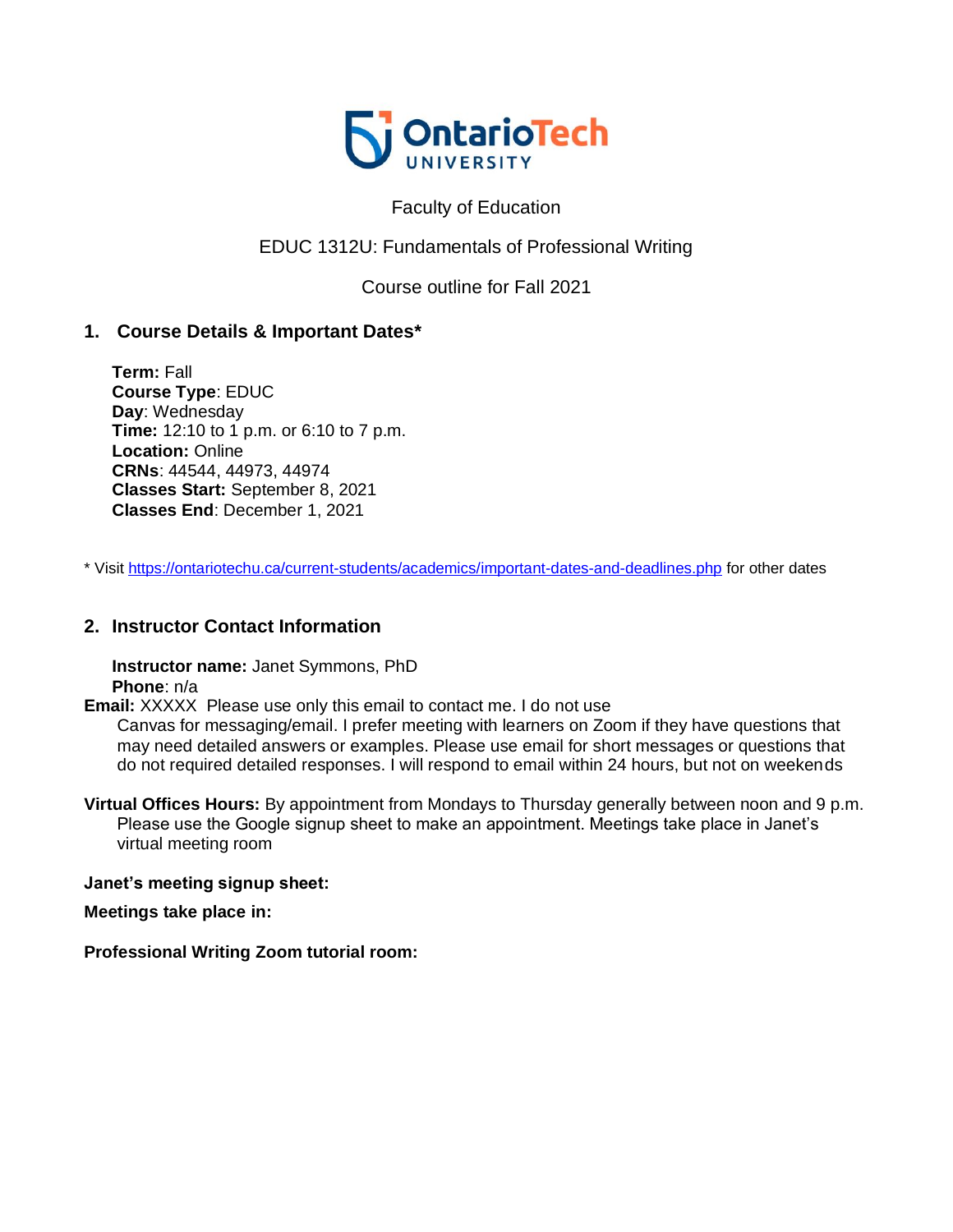Faculty of Education

EDUC 1312U: Fundamentals of Professional Writing

Course outline for Fall 2021

## 1. Course Details & Important Dates*

**Term:** Fall
**Course Type**: EDUC
**Day**: Wednesday
**Time:** 12:10 to 1 p.m. or 6:10 to 7 p.m.
**Location:** Online
**CRNs**: 44544, 44973, 44974
**Classes Start:** September 8, 2021
**Classes End**: December 1, 2021

* Visit https://ontariotechu.ca/current-students/academics/important-dates-and-deadlines.php for other dates

## 2. Instructor Contact Information

**Instructor name:** Janet Symmons, PhD
**Phone**: n/a

**Email:** XXXXX Please use only this email to contact me. I do not use Canvas for messaging/email. I prefer meeting with learners on Zoom if they have questions that may need detailed answers or examples. Please use email for short messages or questions that do not required detailed responses. I will respond to email within 24 hours, but not on weekends

**Virtual Offices Hours:** By appointment from Mondays to Thursday generally between noon and 9 p.m. Please use the Google signup sheet to make an appointment. Meetings take place in Janet's virtual meeting room

**Janet's meeting signup sheet:**

**Meetings take place in:**

**Professional Writing Zoom tutorial room:**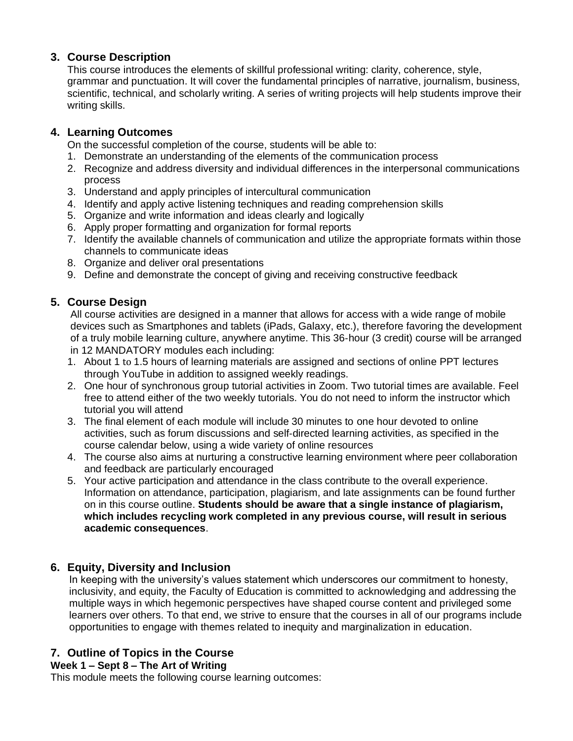## 3. Course Description

This course introduces the elements of skillful professional writing: clarity, coherence, style, grammar and punctuation. It will cover the fundamental principles of narrative, journalism, business, scientific, technical, and scholarly writing. A series of writing projects will help students improve their writing skills.

## 4. Learning Outcomes

On the successful completion of the course, students will be able to:

1. Demonstrate an understanding of the elements of the communication process
2. Recognize and address diversity and individual differences in the interpersonal communications process
3. Understand and apply principles of intercultural communication
4. Identify and apply active listening techniques and reading comprehension skills
5. Organize and write information and ideas clearly and logically
6. Apply proper formatting and organization for formal reports
7. Identify the available channels of communication and utilize the appropriate formats within those channels to communicate ideas
8. Organize and deliver oral presentations
9. Define and demonstrate the concept of giving and receiving constructive feedback

## 5. Course Design

All course activities are designed in a manner that allows for access with a wide range of mobile devices such as Smartphones and tablets (iPads, Galaxy, etc.), therefore favoring the development of a truly mobile learning culture, anywhere anytime. This 36-hour (3 credit) course will be arranged in 12 MANDATORY modules each including:

1. About 1 to 1.5 hours of learning materials are assigned and sections of online PPT lectures through YouTube in addition to assigned weekly readings.
2. One hour of synchronous group tutorial activities in Zoom. Two tutorial times are available. Feel free to attend either of the two weekly tutorials. You do not need to inform the instructor which tutorial you will attend
3. The final element of each module will include 30 minutes to one hour devoted to online activities, such as forum discussions and self-directed learning activities, as specified in the course calendar below, using a wide variety of online resources
4. The course also aims at nurturing a constructive learning environment where peer collaboration and feedback are particularly encouraged
5. Your active participation and attendance in the class contribute to the overall experience. Information on attendance, participation, plagiarism, and late assignments can be found further on in this course outline. **Students should be aware that a single instance of plagiarism, which includes recycling work completed in any previous course, will result in serious academic consequences**.

## 6. Equity, Diversity and Inclusion

In keeping with the university's values statement which underscores our commitment to honesty, inclusivity, and equity, the Faculty of Education is committed to acknowledging and addressing the multiple ways in which hegemonic perspectives have shaped course content and privileged some learners over others. To that end, we strive to ensure that the courses in all of our programs include opportunities to engage with themes related to inequity and marginalization in education.

## 7. Outline of Topics in the Course

**Week 1 – Sept 8 – The Art of Writing**

This module meets the following course learning outcomes: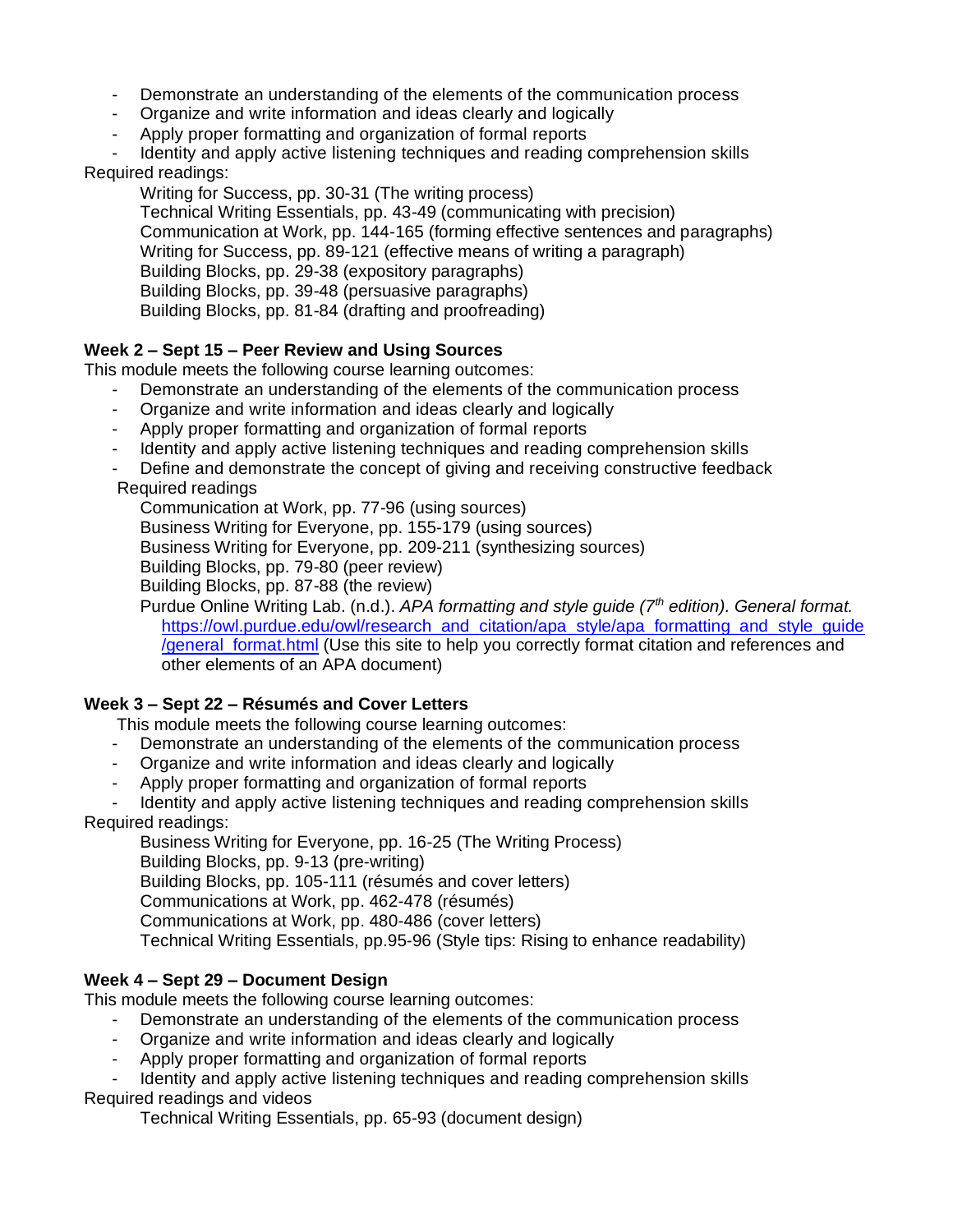- Demonstrate an understanding of the elements of the communication process
- Organize and write information and ideas clearly and logically
- Apply proper formatting and organization of formal reports
- Identity and apply active listening techniques and reading comprehension skills

Required readings:

Writing for Success, pp. 30-31 (The writing process)
Technical Writing Essentials, pp. 43-49 (communicating with precision)
Communication at Work, pp. 144-165 (forming effective sentences and paragraphs)
Writing for Success, pp. 89-121 (effective means of writing a paragraph)
Building Blocks, pp. 29-38 (expository paragraphs)
Building Blocks, pp. 39-48 (persuasive paragraphs)
Building Blocks, pp. 81-84 (drafting and proofreading)

**Week 2 – Sept 15 – Peer Review and Using Sources**

This module meets the following course learning outcomes:

- Demonstrate an understanding of the elements of the communication process
- Organize and write information and ideas clearly and logically
- Apply proper formatting and organization of formal reports
- Identity and apply active listening techniques and reading comprehension skills
- Define and demonstrate the concept of giving and receiving constructive feedback

Required readings

Communication at Work, pp. 77-96 (using sources)
Business Writing for Everyone, pp. 155-179 (using sources)
Business Writing for Everyone, pp. 209-211 (synthesizing sources)
Building Blocks, pp. 79-80 (peer review)
Building Blocks, pp. 87-88 (the review)
Purdue Online Writing Lab. (n.d.). *APA formatting and style guide (7th edition). General format.* https://owl.purdue.edu/owl/research_and_citation/apa_style/apa_formatting_and_style_guide/general_format.html (Use this site to help you correctly format citation and references and other elements of an APA document)

**Week 3 – Sept 22 – Résumés and Cover Letters**

This module meets the following course learning outcomes:

- Demonstrate an understanding of the elements of the communication process
- Organize and write information and ideas clearly and logically
- Apply proper formatting and organization of formal reports
- Identity and apply active listening techniques and reading comprehension skills

Required readings:

Business Writing for Everyone, pp. 16-25 (The Writing Process)
Building Blocks, pp. 9-13 (pre-writing)
Building Blocks, pp. 105-111 (résumés and cover letters)
Communications at Work, pp. 462-478 (résumés)
Communications at Work, pp. 480-486 (cover letters)
Technical Writing Essentials, pp.95-96 (Style tips: Rising to enhance readability)

**Week 4 – Sept 29 – Document Design**

This module meets the following course learning outcomes:

- Demonstrate an understanding of the elements of the communication process
- Organize and write information and ideas clearly and logically
- Apply proper formatting and organization of formal reports
- Identity and apply active listening techniques and reading comprehension skills

Required readings and videos

Technical Writing Essentials, pp. 65-93 (document design)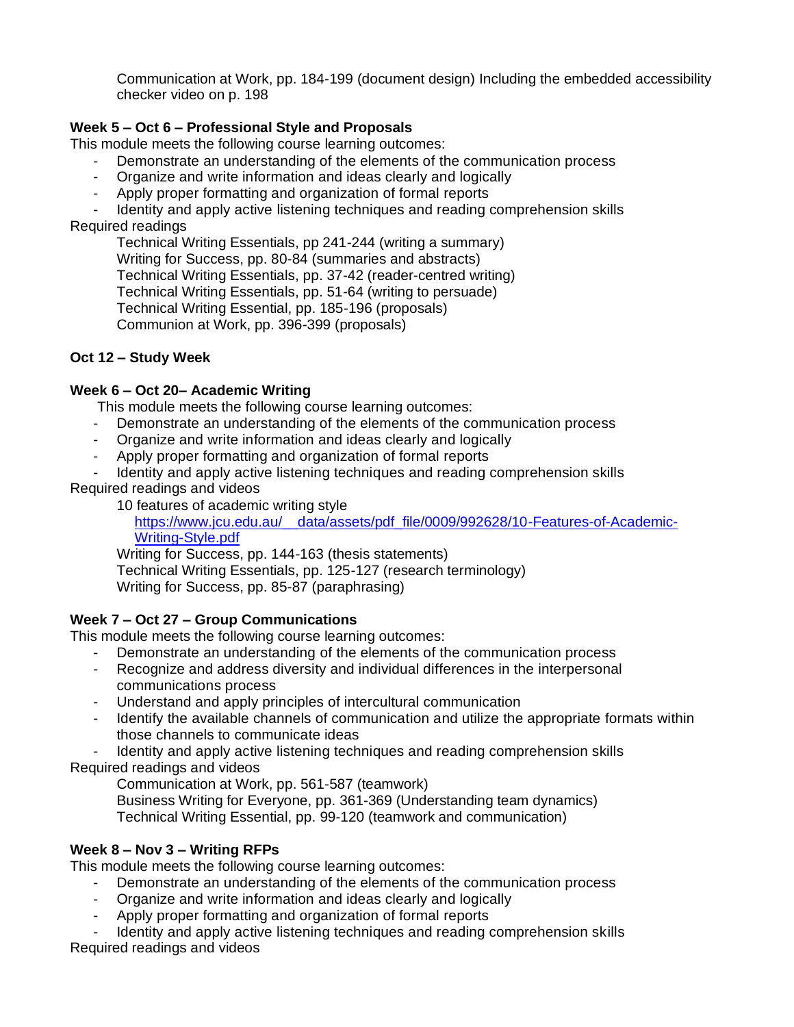Communication at Work, pp. 184-199 (document design) Including the embedded accessibility checker video on p. 198

**Week 5 – Oct 6 – Professional Style and Proposals**

This module meets the following course learning outcomes:

- Demonstrate an understanding of the elements of the communication process
- Organize and write information and ideas clearly and logically
- Apply proper formatting and organization of formal reports
- Identity and apply active listening techniques and reading comprehension skills

Required readings

Technical Writing Essentials, pp 241-244 (writing a summary)
Writing for Success, pp. 80-84 (summaries and abstracts)
Technical Writing Essentials, pp. 37-42 (reader-centred writing)
Technical Writing Essentials, pp. 51-64 (writing to persuade)
Technical Writing Essential, pp. 185-196 (proposals)
Communion at Work, pp. 396-399 (proposals)

**Oct 12 – Study Week**

**Week 6 – Oct 20– Academic Writing**

This module meets the following course learning outcomes:

- Demonstrate an understanding of the elements of the communication process
- Organize and write information and ideas clearly and logically
- Apply proper formatting and organization of formal reports
- Identity and apply active listening techniques and reading comprehension skills

Required readings and videos

10 features of academic writing style
[https://www.jcu.edu.au/__data/assets/pdf_file/0009/992628/10-Features-of-Academic-Writing-Style.pdf](https://www.jcu.edu.au/__data/assets/pdf_file/0009/992628/10-Features-of-Academic-Writing-Style.pdf)
Writing for Success, pp. 144-163 (thesis statements)
Technical Writing Essentials, pp. 125-127 (research terminology)
Writing for Success, pp. 85-87 (paraphrasing)

**Week 7 – Oct 27 – Group Communications**

This module meets the following course learning outcomes:

- Demonstrate an understanding of the elements of the communication process
- Recognize and address diversity and individual differences in the interpersonal communications process
- Understand and apply principles of intercultural communication
- Identify the available channels of communication and utilize the appropriate formats within those channels to communicate ideas
- Identity and apply active listening techniques and reading comprehension skills

Required readings and videos

Communication at Work, pp. 561-587 (teamwork)
Business Writing for Everyone, pp. 361-369 (Understanding team dynamics)
Technical Writing Essential, pp. 99-120 (teamwork and communication)

**Week 8 – Nov 3 – Writing RFPs**

This module meets the following course learning outcomes:

- Demonstrate an understanding of the elements of the communication process
- Organize and write information and ideas clearly and logically
- Apply proper formatting and organization of formal reports
- Identity and apply active listening techniques and reading comprehension skills

Required readings and videos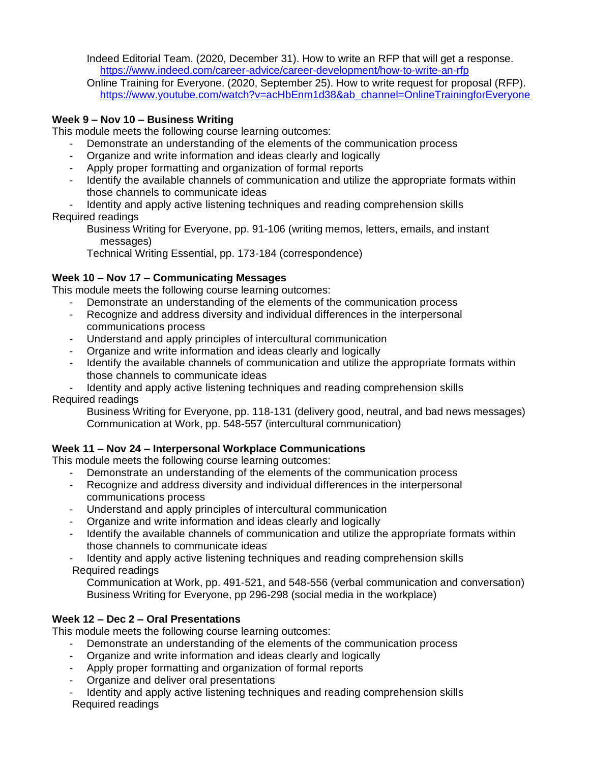Indeed Editorial Team. (2020, December 31). How to write an RFP that will get a response. https://www.indeed.com/career-advice/career-development/how-to-write-an-rfp

Online Training for Everyone. (2020, September 25). How to write request for proposal (RFP). https://www.youtube.com/watch?v=acHbEnm1d38&ab_channel=OnlineTrainingforEveryone

**Week 9 – Nov 10 – Business Writing**

This module meets the following course learning outcomes:

- Demonstrate an understanding of the elements of the communication process
- Organize and write information and ideas clearly and logically
- Apply proper formatting and organization of formal reports
- Identify the available channels of communication and utilize the appropriate formats within those channels to communicate ideas
- Identity and apply active listening techniques and reading comprehension skills

Required readings

Business Writing for Everyone, pp. 91-106 (writing memos, letters, emails, and instant messages)

Technical Writing Essential, pp. 173-184 (correspondence)

**Week 10 – Nov 17 – Communicating Messages**

This module meets the following course learning outcomes:

- Demonstrate an understanding of the elements of the communication process
- Recognize and address diversity and individual differences in the interpersonal communications process
- Understand and apply principles of intercultural communication
- Organize and write information and ideas clearly and logically
- Identify the available channels of communication and utilize the appropriate formats within those channels to communicate ideas
- Identity and apply active listening techniques and reading comprehension skills

Required readings

Business Writing for Everyone, pp. 118-131 (delivery good, neutral, and bad news messages)

Communication at Work, pp. 548-557 (intercultural communication)

**Week 11 – Nov 24 – Interpersonal Workplace Communications**

This module meets the following course learning outcomes:

- Demonstrate an understanding of the elements of the communication process
- Recognize and address diversity and individual differences in the interpersonal communications process
- Understand and apply principles of intercultural communication
- Organize and write information and ideas clearly and logically
- Identify the available channels of communication and utilize the appropriate formats within those channels to communicate ideas
- Identity and apply active listening techniques and reading comprehension skills

Required readings

Communication at Work, pp. 491-521, and 548-556 (verbal communication and conversation)

Business Writing for Everyone, pp 296-298 (social media in the workplace)

**Week 12 – Dec 2 – Oral Presentations**

This module meets the following course learning outcomes:

- Demonstrate an understanding of the elements of the communication process
- Organize and write information and ideas clearly and logically
- Apply proper formatting and organization of formal reports
- Organize and deliver oral presentations
- Identity and apply active listening techniques and reading comprehension skills

Required readings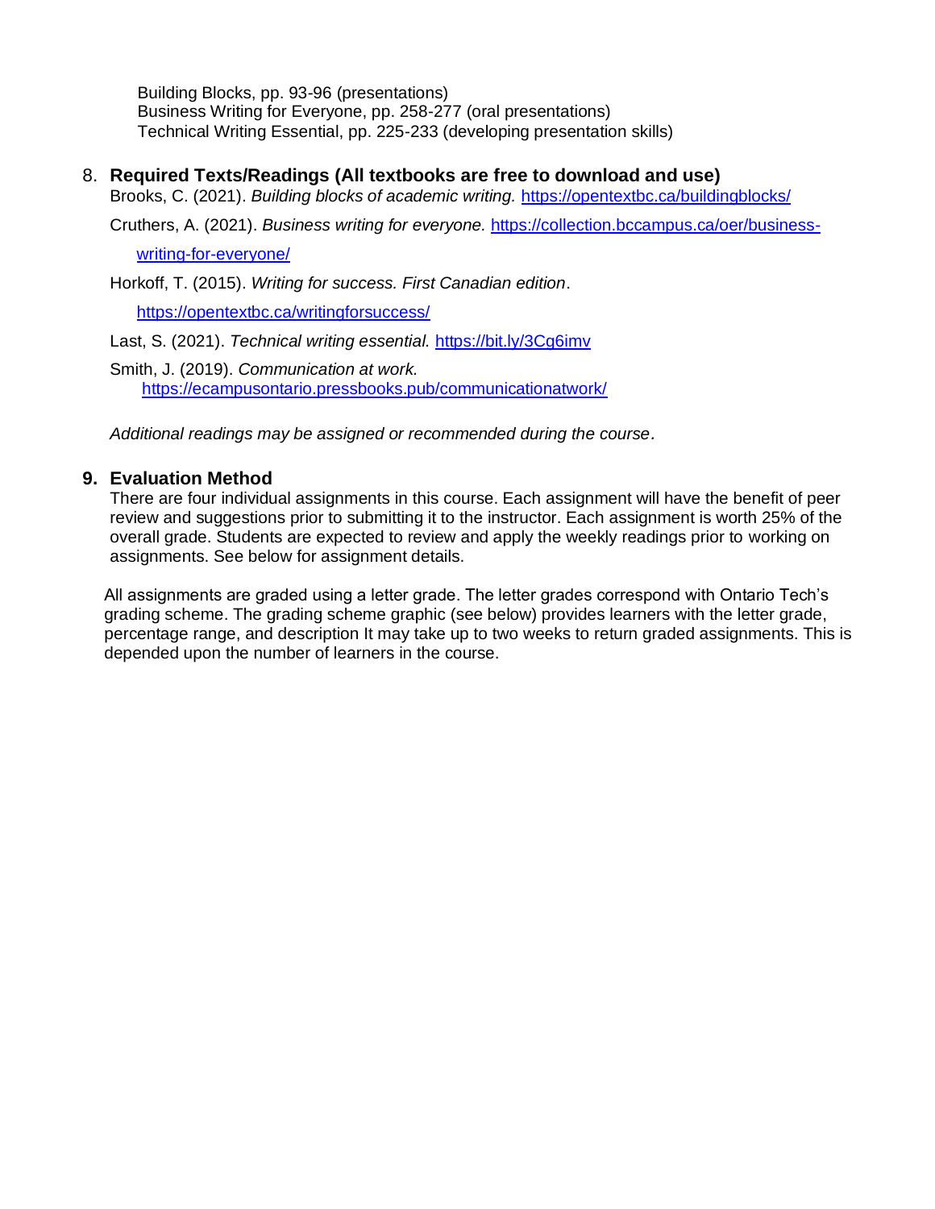Building Blocks, pp. 93-96 (presentations)
Business Writing for Everyone, pp. 258-277 (oral presentations)
Technical Writing Essential, pp. 225-233 (developing presentation skills)

## 8. Required Texts/Readings (All textbooks are free to download and use)

Brooks, C. (2021). *Building blocks of academic writing.* https://opentextbc.ca/buildingblocks/

Cruthers, A. (2021). *Business writing for everyone.* https://collection.bccampus.ca/oer/business-writing-for-everyone/

Horkoff, T. (2015). *Writing for success. First Canadian edition*. https://opentextbc.ca/writingforsuccess/

Last, S. (2021). *Technical writing essential.* https://bit.ly/3Cg6imv

Smith, J. (2019). *Communication at work.* https://ecampusontario.pressbooks.pub/communicationatwork/

*Additional readings may be assigned or recommended during the course.*

## 9. Evaluation Method

There are four individual assignments in this course. Each assignment will have the benefit of peer review and suggestions prior to submitting it to the instructor. Each assignment is worth 25% of the overall grade. Students are expected to review and apply the weekly readings prior to working on assignments. See below for assignment details.

All assignments are graded using a letter grade. The letter grades correspond with Ontario Tech's grading scheme. The grading scheme graphic (see below) provides learners with the letter grade, percentage range, and description It may take up to two weeks to return graded assignments. This is depended upon the number of learners in the course.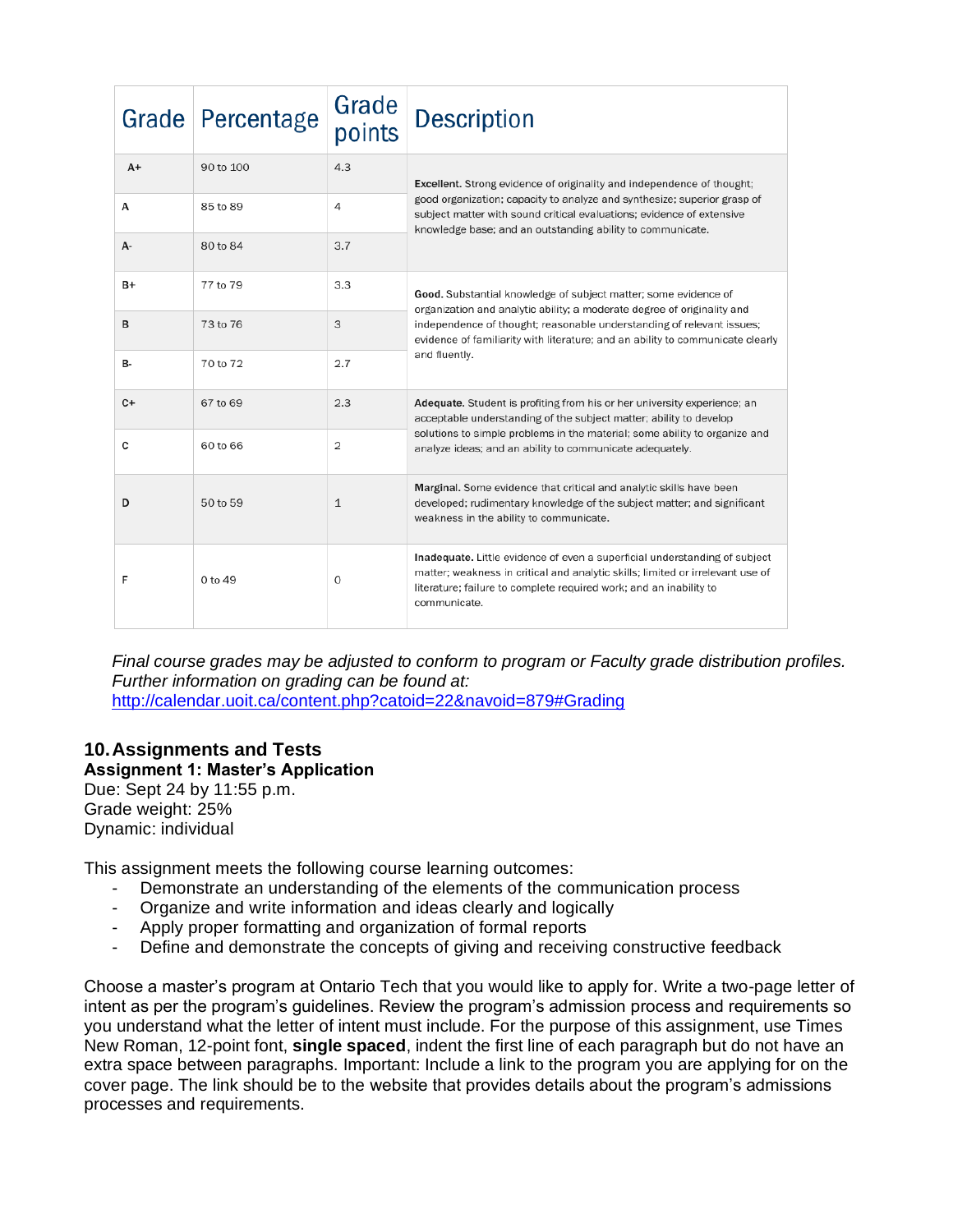| Grade | Percentage | Grade points | Description |
|---|---|---|---|
| A+ | 90 to 100 | 4.3 | **Excellent.** Strong evidence of originality and independence of thought; good organization; capacity to analyze and synthesize; superior grasp of subject matter with sound critical evaluations; evidence of extensive knowledge base; and an outstanding ability to communicate. |
| A | 85 to 89 | 4 | |
| A- | 80 to 84 | 3.7 | |
| B+ | 77 to 79 | 3.3 | **Good.** Substantial knowledge of subject matter; some evidence of organization and analytic ability; a moderate degree of originality and independence of thought; reasonable understanding of relevant issues; evidence of familiarity with literature; and an ability to communicate clearly and fluently. |
| B | 73 to 76 | 3 | |
| B- | 70 to 72 | 2.7 | |
| C+ | 67 to 69 | 2.3 | **Adequate.** Student is profiting from his or her university experience; an acceptable understanding of the subject matter; ability to develop solutions to simple problems in the material; some ability to organize and analyze ideas; and an ability to communicate adequately. |
| C | 60 to 66 | 2 | |
| D | 50 to 59 | 1 | **Marginal.** Some evidence that critical and analytic skills have been developed; rudimentary knowledge of the subject matter; and significant weakness in the ability to communicate. |
| F | 0 to 49 | 0 | **Inadequate.** Little evidence of even a superficial understanding of subject matter; weakness in critical and analytic skills; limited or irrelevant use of literature; failure to complete required work; and an inability to communicate. |

*Final course grades may be adjusted to conform to program or Faculty grade distribution profiles. Further information on grading can be found at:*
http://calendar.uoit.ca/content.php?catoid=22&navoid=879#Grading

## 10. Assignments and Tests

**Assignment 1: Master's Application**

Due: Sept 24 by 11:55 p.m.
Grade weight: 25%
Dynamic: individual

This assignment meets the following course learning outcomes:

- Demonstrate an understanding of the elements of the communication process
- Organize and write information and ideas clearly and logically
- Apply proper formatting and organization of formal reports
- Define and demonstrate the concepts of giving and receiving constructive feedback

Choose a master's program at Ontario Tech that you would like to apply for. Write a two-page letter of intent as per the program's guidelines. Review the program's admission process and requirements so you understand what the letter of intent must include. For the purpose of this assignment, use Times New Roman, 12-point font, **single spaced**, indent the first line of each paragraph but do not have an extra space between paragraphs. Important: Include a link to the program you are applying for on the cover page. The link should be to the website that provides details about the program's admissions processes and requirements.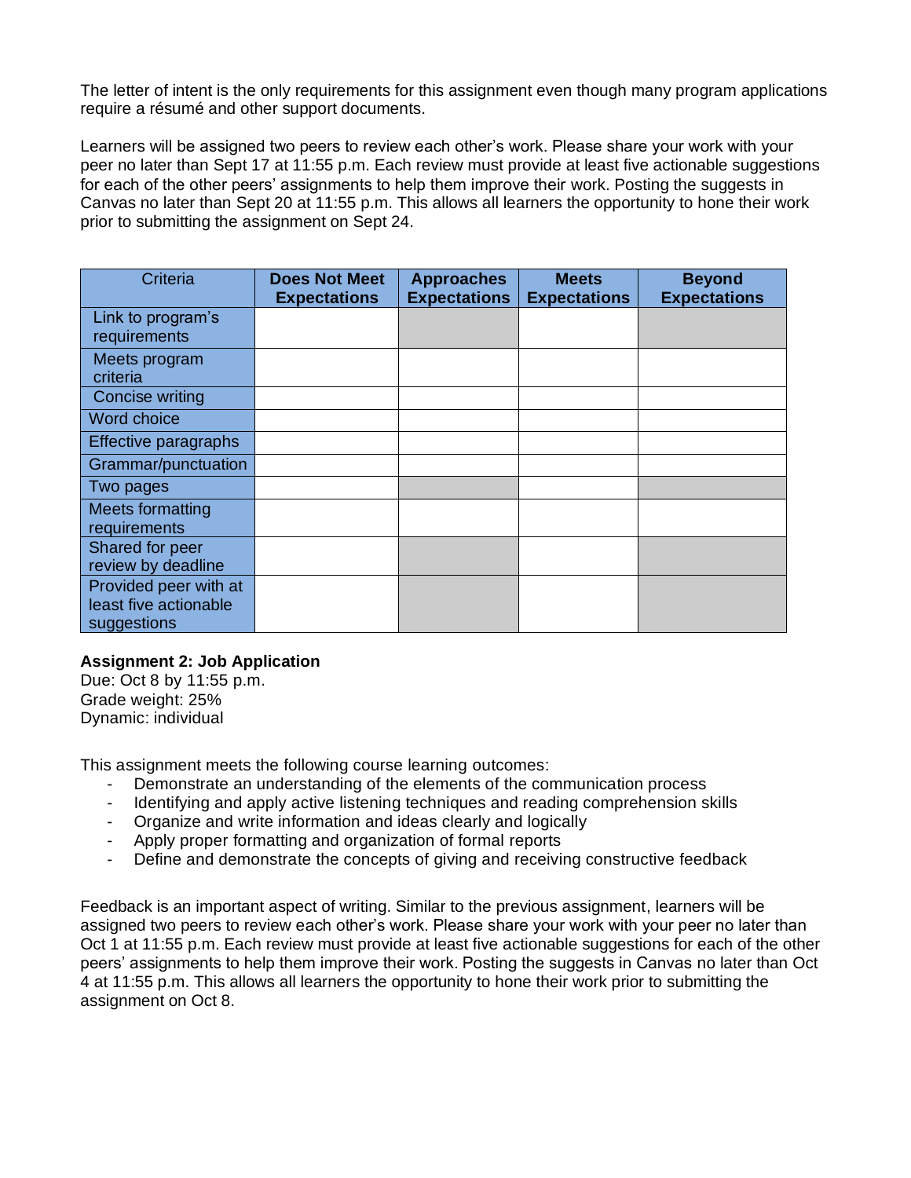The letter of intent is the only requirements for this assignment even though many program applications require a résumé and other support documents.

Learners will be assigned two peers to review each other's work. Please share your work with your peer no later than Sept 17 at 11:55 p.m. Each review must provide at least five actionable suggestions for each of the other peers' assignments to help them improve their work. Posting the suggests in Canvas no later than Sept 20 at 11:55 p.m. This allows all learners the opportunity to hone their work prior to submitting the assignment on Sept 24.

| Criteria | Does Not Meet Expectations | Approaches Expectations | Meets Expectations | Beyond Expectations |
|---|---|---|---|---|
| Link to program's requirements | | | | |
| Meets program criteria | | | | |
| Concise writing | | | | |
| Word choice | | | | |
| Effective paragraphs | | | | |
| Grammar/punctuation | | | | |
| Two pages | | | | |
| Meets formatting requirements | | | | |
| Shared for peer review by deadline | | | | |
| Provided peer with at least five actionable suggestions | | | | |

**Assignment 2: Job Application**
Due: Oct 8 by 11:55 p.m.
Grade weight: 25%
Dynamic: individual

This assignment meets the following course learning outcomes:

- Demonstrate an understanding of the elements of the communication process
- Identifying and apply active listening techniques and reading comprehension skills
- Organize and write information and ideas clearly and logically
- Apply proper formatting and organization of formal reports
- Define and demonstrate the concepts of giving and receiving constructive feedback

Feedback is an important aspect of writing. Similar to the previous assignment, learners will be assigned two peers to review each other's work. Please share your work with your peer no later than Oct 1 at 11:55 p.m. Each review must provide at least five actionable suggestions for each of the other peers' assignments to help them improve their work. Posting the suggests in Canvas no later than Oct 4 at 11:55 p.m. This allows all learners the opportunity to hone their work prior to submitting the assignment on Oct 8.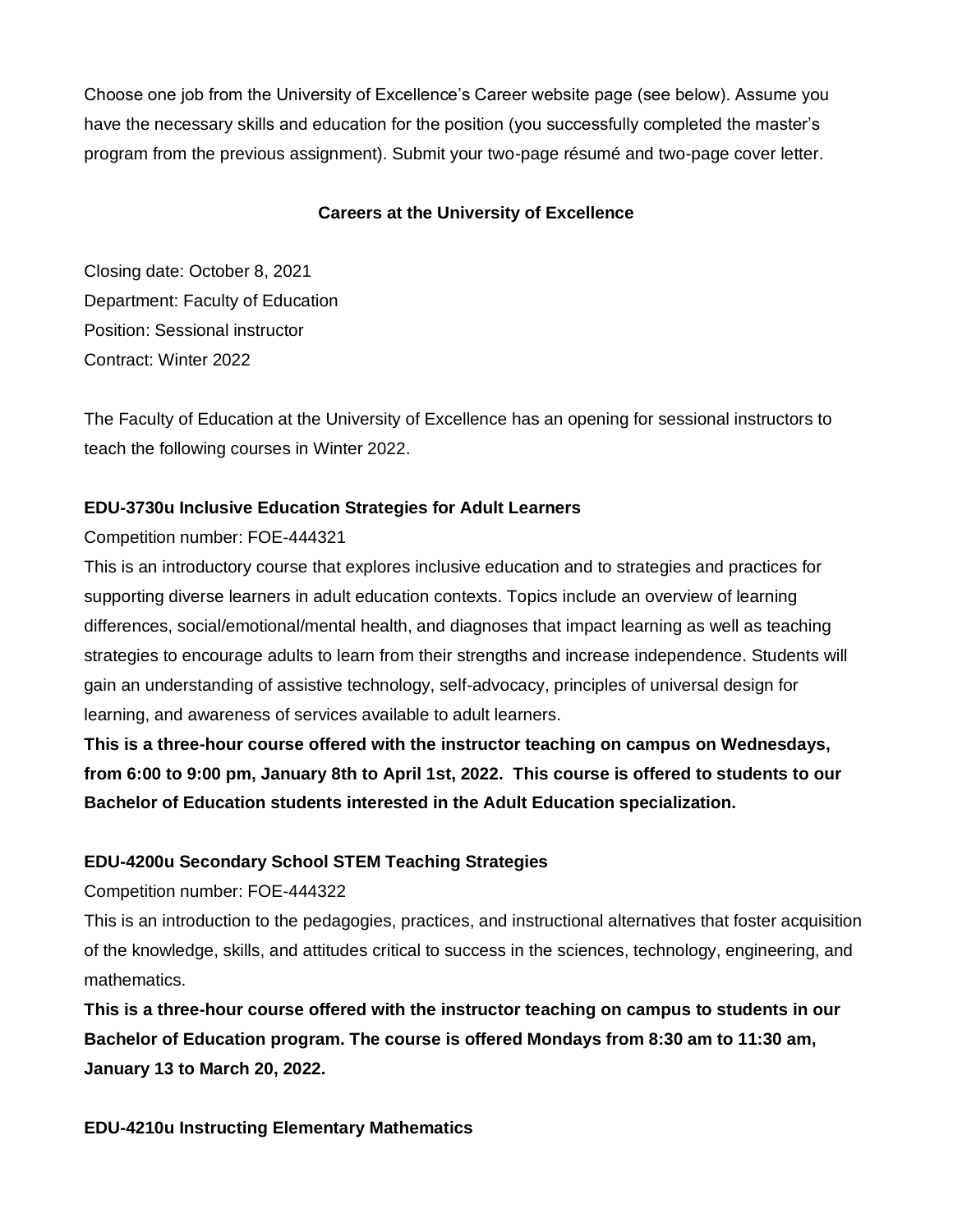Choose one job from the University of Excellence's Career website page (see below). Assume you have the necessary skills and education for the position (you successfully completed the master's program from the previous assignment). Submit your two-page résumé and two-page cover letter.

**Careers at the University of Excellence**

Closing date: October 8, 2021
Department: Faculty of Education
Position: Sessional instructor
Contract: Winter 2022

The Faculty of Education at the University of Excellence has an opening for sessional instructors to teach the following courses in Winter 2022.

**EDU-3730u Inclusive Education Strategies for Adult Learners**

Competition number: FOE-444321

This is an introductory course that explores inclusive education and to strategies and practices for supporting diverse learners in adult education contexts. Topics include an overview of learning differences, social/emotional/mental health, and diagnoses that impact learning as well as teaching strategies to encourage adults to learn from their strengths and increase independence. Students will gain an understanding of assistive technology, self-advocacy, principles of universal design for learning, and awareness of services available to adult learners.

**This is a three-hour course offered with the instructor teaching on campus on Wednesdays, from 6:00 to 9:00 pm, January 8th to April 1st, 2022. This course is offered to students to our Bachelor of Education students interested in the Adult Education specialization.**

**EDU-4200u Secondary School STEM Teaching Strategies**

Competition number: FOE-444322

This is an introduction to the pedagogies, practices, and instructional alternatives that foster acquisition of the knowledge, skills, and attitudes critical to success in the sciences, technology, engineering, and mathematics.

**This is a three-hour course offered with the instructor teaching on campus to students in our Bachelor of Education program. The course is offered Mondays from 8:30 am to 11:30 am, January 13 to March 20, 2022.**

**EDU-4210u Instructing Elementary Mathematics**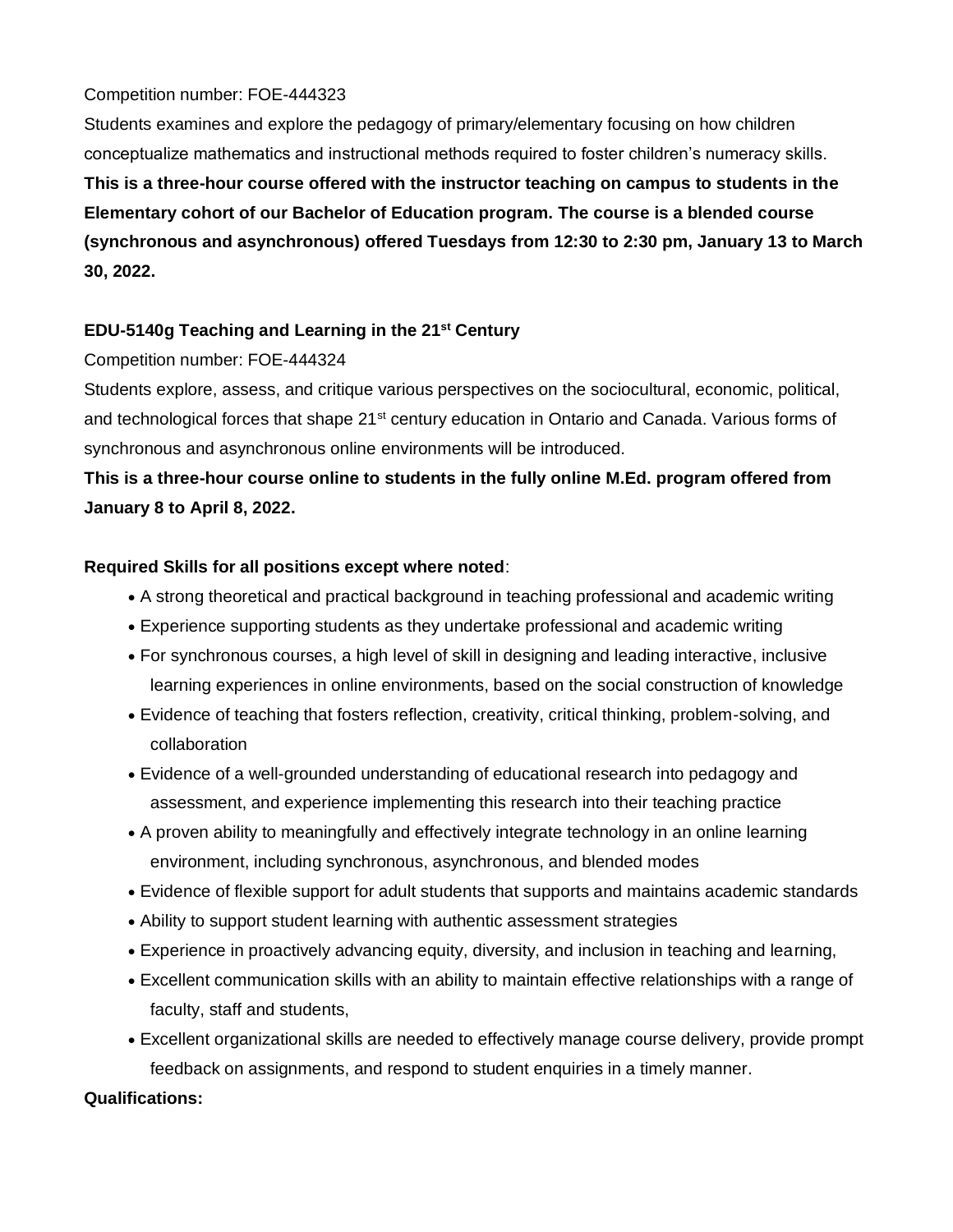Competition number: FOE-444323

Students examines and explore the pedagogy of primary/elementary focusing on how children conceptualize mathematics and instructional methods required to foster children's numeracy skills.

**This is a three-hour course offered with the instructor teaching on campus to students in the Elementary cohort of our Bachelor of Education program. The course is a blended course (synchronous and asynchronous) offered Tuesdays from 12:30 to 2:30 pm, January 13 to March 30, 2022.**

**EDU-5140g Teaching and Learning in the 21st Century**

Competition number: FOE-444324

Students explore, assess, and critique various perspectives on the sociocultural, economic, political, and technological forces that shape 21st century education in Ontario and Canada. Various forms of synchronous and asynchronous online environments will be introduced.

**This is a three-hour course online to students in the fully online M.Ed. program offered from January 8 to April 8, 2022.**

**Required Skills for all positions except where noted**:

- A strong theoretical and practical background in teaching professional and academic writing
- Experience supporting students as they undertake professional and academic writing
- For synchronous courses, a high level of skill in designing and leading interactive, inclusive learning experiences in online environments, based on the social construction of knowledge
- Evidence of teaching that fosters reflection, creativity, critical thinking, problem-solving, and collaboration
- Evidence of a well-grounded understanding of educational research into pedagogy and assessment, and experience implementing this research into their teaching practice
- A proven ability to meaningfully and effectively integrate technology in an online learning environment, including synchronous, asynchronous, and blended modes
- Evidence of flexible support for adult students that supports and maintains academic standards
- Ability to support student learning with authentic assessment strategies
- Experience in proactively advancing equity, diversity, and inclusion in teaching and learning,
- Excellent communication skills with an ability to maintain effective relationships with a range of faculty, staff and students,
- Excellent organizational skills are needed to effectively manage course delivery, provide prompt feedback on assignments, and respond to student enquiries in a timely manner.

**Qualifications:**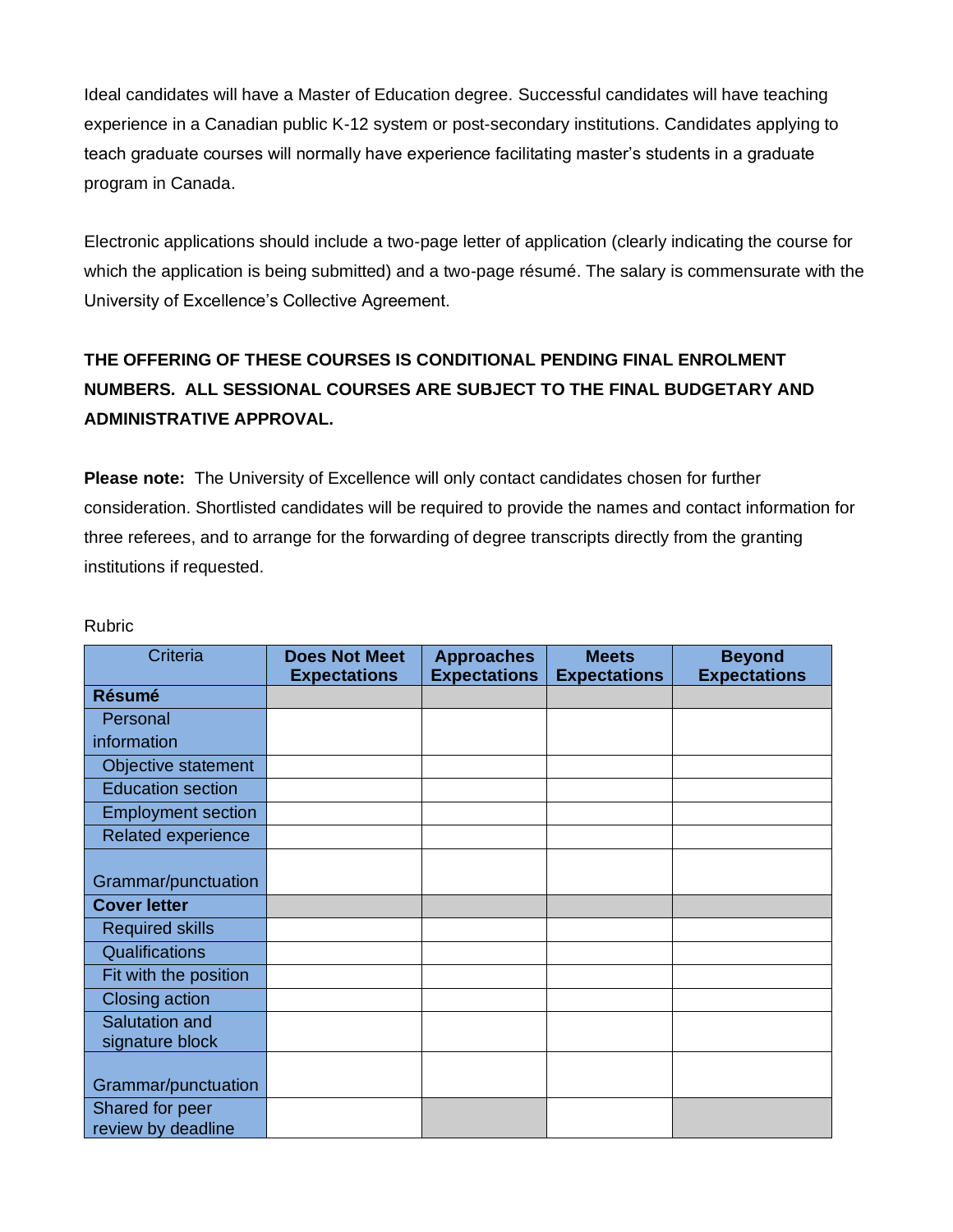Ideal candidates will have a Master of Education degree. Successful candidates will have teaching experience in a Canadian public K-12 system or post-secondary institutions. Candidates applying to teach graduate courses will normally have experience facilitating master's students in a graduate program in Canada.

Electronic applications should include a two-page letter of application (clearly indicating the course for which the application is being submitted) and a two-page résumé. The salary is commensurate with the University of Excellence's Collective Agreement.

**THE OFFERING OF THESE COURSES IS CONDITIONAL PENDING FINAL ENROLMENT NUMBERS. ALL SESSIONAL COURSES ARE SUBJECT TO THE FINAL BUDGETARY AND ADMINISTRATIVE APPROVAL.**

**Please note:** The University of Excellence will only contact candidates chosen for further consideration. Shortlisted candidates will be required to provide the names and contact information for three referees, and to arrange for the forwarding of degree transcripts directly from the granting institutions if requested.

Rubric

| Criteria | Does Not Meet Expectations | Approaches Expectations | Meets Expectations | Beyond Expectations |
|---|---|---|---|---|
| **Résumé** | | | | |
| Personal information | | | | |
| Objective statement | | | | |
| Education section | | | | |
| Employment section | | | | |
| Related experience | | | | |
| Grammar/punctuation | | | | |
| **Cover letter** | | | | |
| Required skills | | | | |
| Qualifications | | | | |
| Fit with the position | | | | |
| Closing action | | | | |
| Salutation and signature block | | | | |
| Grammar/punctuation | | | | |
| Shared for peer review by deadline | | | | |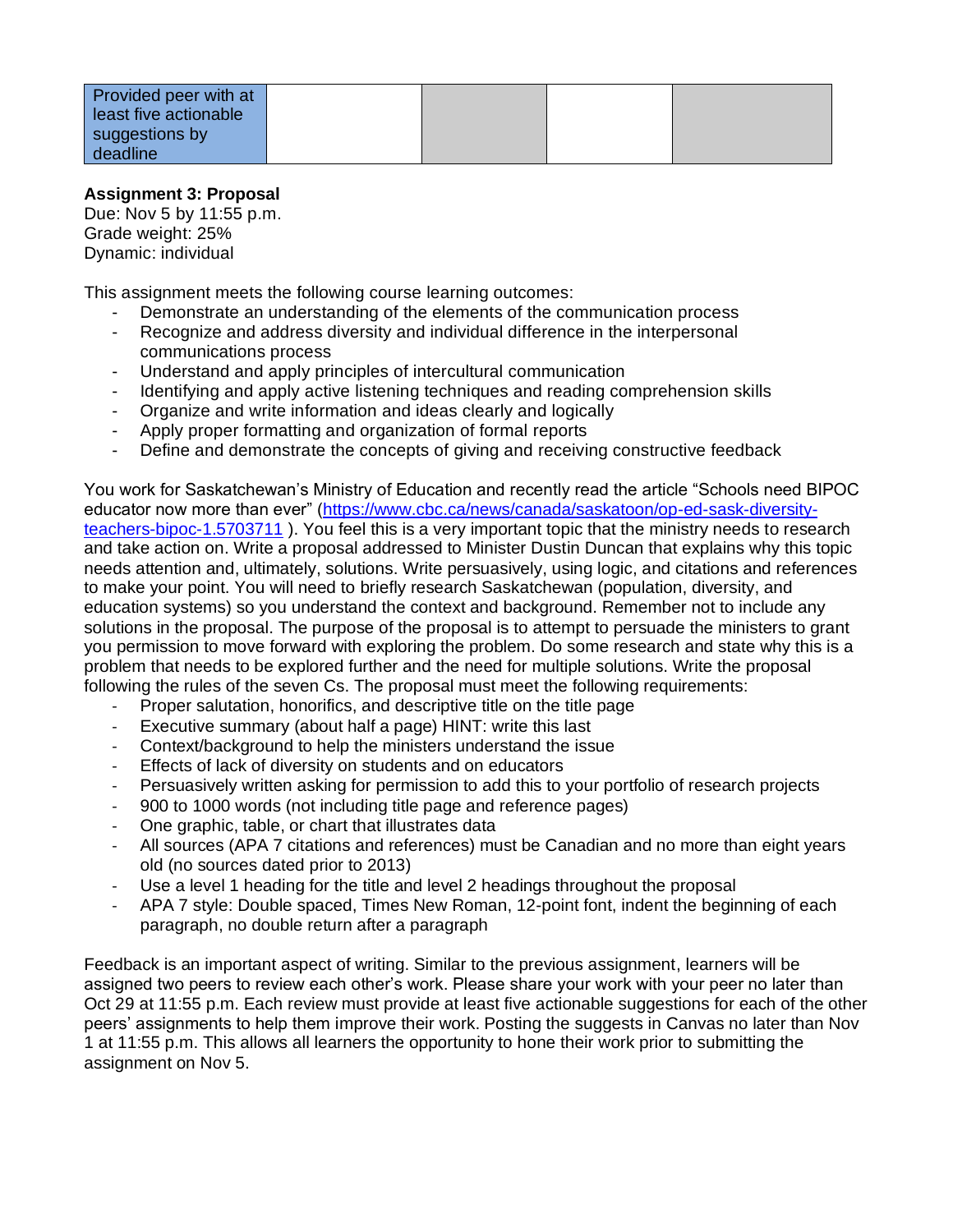| Provided peer with at least five actionable suggestions by deadline | | | | |
|---|---|---|---|---|

**Assignment 3: Proposal**
Due: Nov 5 by 11:55 p.m.
Grade weight: 25%
Dynamic: individual

This assignment meets the following course learning outcomes:

- Demonstrate an understanding of the elements of the communication process
- Recognize and address diversity and individual difference in the interpersonal communications process
- Understand and apply principles of intercultural communication
- Identifying and apply active listening techniques and reading comprehension skills
- Organize and write information and ideas clearly and logically
- Apply proper formatting and organization of formal reports
- Define and demonstrate the concepts of giving and receiving constructive feedback

You work for Saskatchewan's Ministry of Education and recently read the article "Schools need BIPOC educator now more than ever" (https://www.cbc.ca/news/canada/saskatoon/op-ed-sask-diversity-teachers-bipoc-1.5703711 ). You feel this is a very important topic that the ministry needs to research and take action on. Write a proposal addressed to Minister Dustin Duncan that explains why this topic needs attention and, ultimately, solutions. Write persuasively, using logic, and citations and references to make your point. You will need to briefly research Saskatchewan (population, diversity, and education systems) so you understand the context and background. Remember not to include any solutions in the proposal. The purpose of the proposal is to attempt to persuade the ministers to grant you permission to move forward with exploring the problem. Do some research and state why this is a problem that needs to be explored further and the need for multiple solutions. Write the proposal following the rules of the seven Cs. The proposal must meet the following requirements:

- Proper salutation, honorifics, and descriptive title on the title page
- Executive summary (about half a page) HINT: write this last
- Context/background to help the ministers understand the issue
- Effects of lack of diversity on students and on educators
- Persuasively written asking for permission to add this to your portfolio of research projects
- 900 to 1000 words (not including title page and reference pages)
- One graphic, table, or chart that illustrates data
- All sources (APA 7 citations and references) must be Canadian and no more than eight years old (no sources dated prior to 2013)
- Use a level 1 heading for the title and level 2 headings throughout the proposal
- APA 7 style: Double spaced, Times New Roman, 12-point font, indent the beginning of each paragraph, no double return after a paragraph

Feedback is an important aspect of writing. Similar to the previous assignment, learners will be assigned two peers to review each other's work. Please share your work with your peer no later than Oct 29 at 11:55 p.m. Each review must provide at least five actionable suggestions for each of the other peers' assignments to help them improve their work. Posting the suggests in Canvas no later than Nov 1 at 11:55 p.m. This allows all learners the opportunity to hone their work prior to submitting the assignment on Nov 5.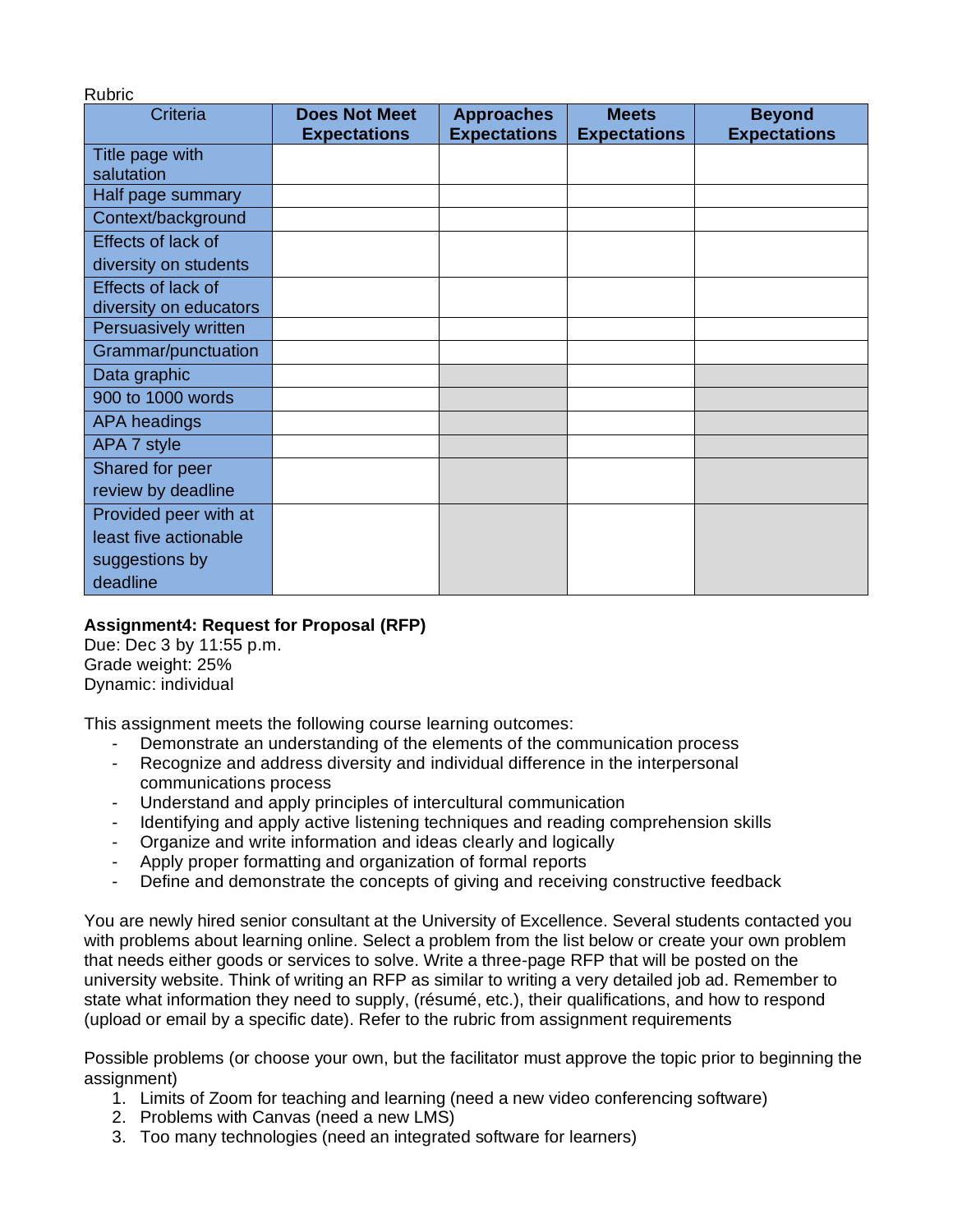Rubric

| Criteria | Does Not Meet Expectations | Approaches Expectations | Meets Expectations | Beyond Expectations |
|---|---|---|---|---|
| Title page with salutation | | | | |
| Half page summary | | | | |
| Context/background | | | | |
| Effects of lack of diversity on students | | | | |
| Effects of lack of diversity on educators | | | | |
| Persuasively written | | | | |
| Grammar/punctuation | | | | |
| Data graphic | | | | |
| 900 to 1000 words | | | | |
| APA headings | | | | |
| APA 7 style | | | | |
| Shared for peer review by deadline | | | | |
| Provided peer with at least five actionable suggestions by deadline | | | | |

**Assignment4: Request for Proposal (RFP)**
Due: Dec 3 by 11:55 p.m.
Grade weight: 25%
Dynamic: individual

This assignment meets the following course learning outcomes:

- Demonstrate an understanding of the elements of the communication process
- Recognize and address diversity and individual difference in the interpersonal communications process
- Understand and apply principles of intercultural communication
- Identifying and apply active listening techniques and reading comprehension skills
- Organize and write information and ideas clearly and logically
- Apply proper formatting and organization of formal reports
- Define and demonstrate the concepts of giving and receiving constructive feedback

You are newly hired senior consultant at the University of Excellence. Several students contacted you with problems about learning online. Select a problem from the list below or create your own problem that needs either goods or services to solve. Write a three-page RFP that will be posted on the university website. Think of writing an RFP as similar to writing a very detailed job ad. Remember to state what information they need to supply, (résumé, etc.), their qualifications, and how to respond (upload or email by a specific date). Refer to the rubric from assignment requirements

Possible problems (or choose your own, but the facilitator must approve the topic prior to beginning the assignment)

1. Limits of Zoom for teaching and learning (need a new video conferencing software)
2. Problems with Canvas (need a new LMS)
3. Too many technologies (need an integrated software for learners)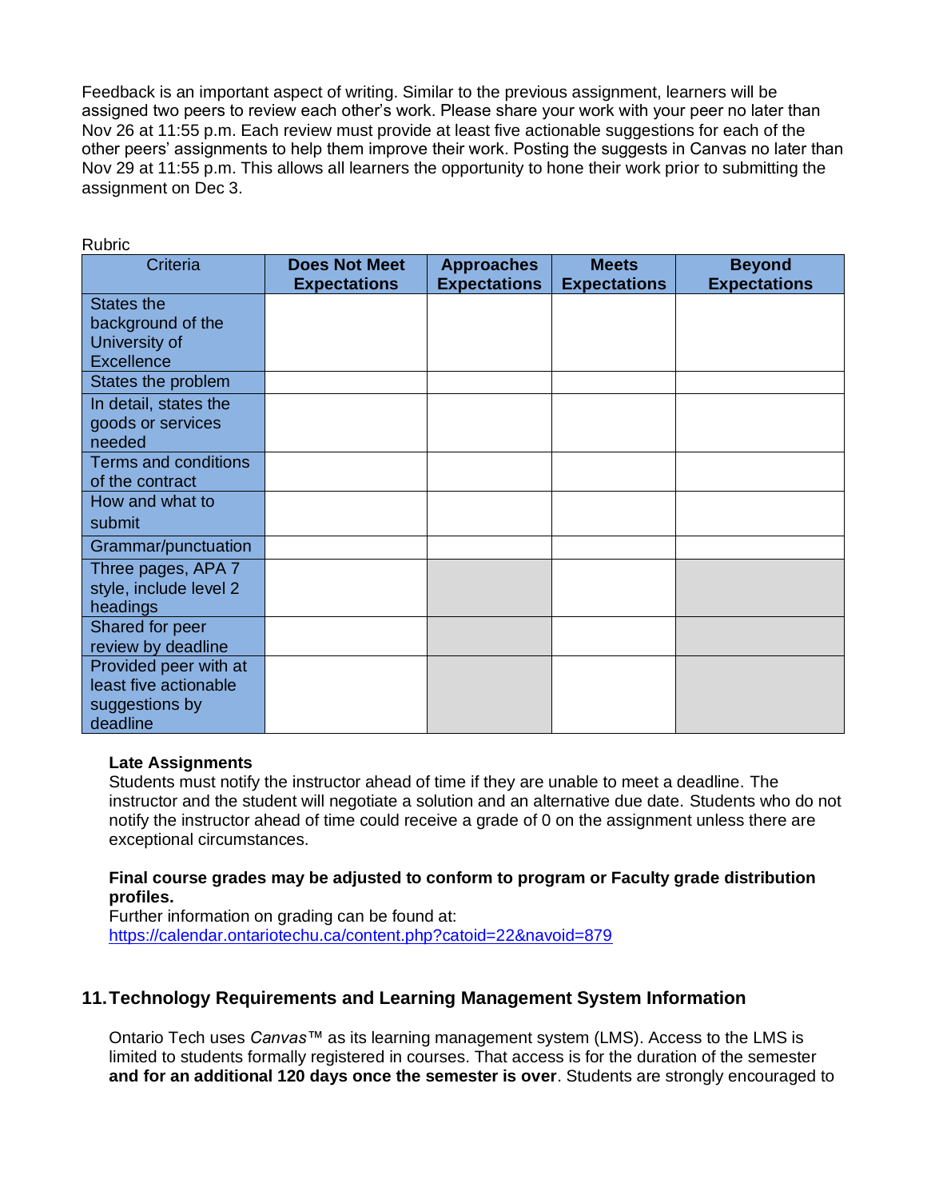Feedback is an important aspect of writing. Similar to the previous assignment, learners will be assigned two peers to review each other's work. Please share your work with your peer no later than Nov 26 at 11:55 p.m. Each review must provide at least five actionable suggestions for each of the other peers' assignments to help them improve their work. Posting the suggests in Canvas no later than Nov 29 at 11:55 p.m. This allows all learners the opportunity to hone their work prior to submitting the assignment on Dec 3.

Rubric

| Criteria | Does Not Meet Expectations | Approaches Expectations | Meets Expectations | Beyond Expectations |
|---|---|---|---|---|
| States the background of the University of Excellence | | | | |
| States the problem | | | | |
| In detail, states the goods or services needed | | | | |
| Terms and conditions of the contract | | | | |
| How and what to submit | | | | |
| Grammar/punctuation | | | | |
| Three pages, APA 7 style, include level 2 headings | | | | |
| Shared for peer review by deadline | | | | |
| Provided peer with at least five actionable suggestions by deadline | | | | |

**Late Assignments**

Students must notify the instructor ahead of time if they are unable to meet a deadline. The instructor and the student will negotiate a solution and an alternative due date. Students who do not notify the instructor ahead of time could receive a grade of 0 on the assignment unless there are exceptional circumstances.

**Final course grades may be adjusted to conform to program or Faculty grade distribution profiles.**

Further information on grading can be found at:
https://calendar.ontariotechu.ca/content.php?catoid=22&navoid=879

## 11. Technology Requirements and Learning Management System Information

Ontario Tech uses *Canvas*™ as its learning management system (LMS). Access to the LMS is limited to students formally registered in courses. That access is for the duration of the semester **and for an additional 120 days once the semester is over**. Students are strongly encouraged to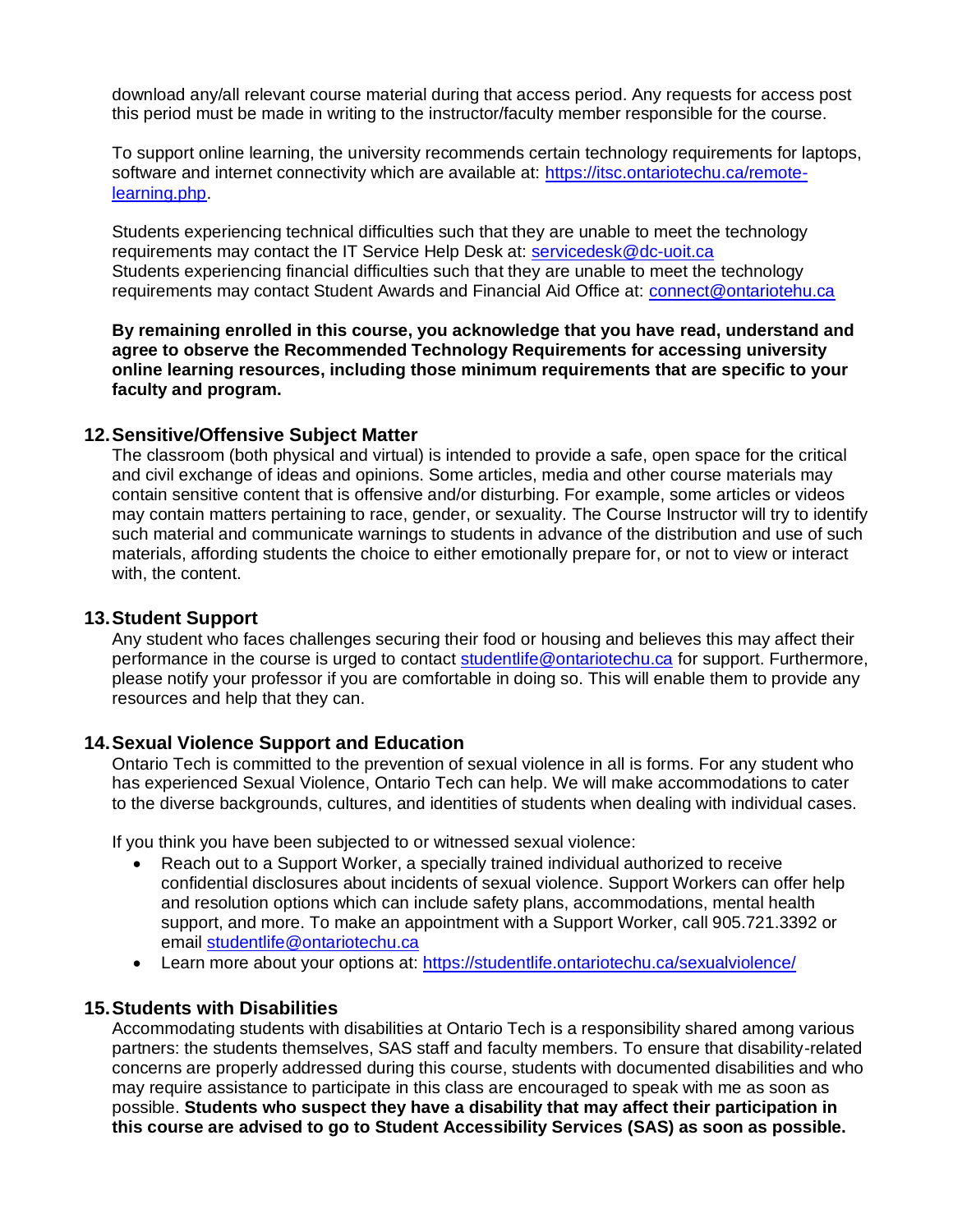download any/all relevant course material during that access period. Any requests for access post this period must be made in writing to the instructor/faculty member responsible for the course.

To support online learning, the university recommends certain technology requirements for laptops, software and internet connectivity which are available at: [https://itsc.ontariotechu.ca/remote-learning.php](https://itsc.ontariotechu.ca/remote-learning.php).

Students experiencing technical difficulties such that they are unable to meet the technology requirements may contact the IT Service Help Desk at: [servicedesk@dc-uoit.ca](mailto:servicedesk@dc-uoit.ca)
Students experiencing financial difficulties such that they are unable to meet the technology requirements may contact Student Awards and Financial Aid Office at: [connect@ontariotehu.ca](mailto:connect@ontariotehu.ca)

**By remaining enrolled in this course, you acknowledge that you have read, understand and agree to observe the Recommended Technology Requirements for accessing university online learning resources, including those minimum requirements that are specific to your faculty and program.**

## 12. Sensitive/Offensive Subject Matter

The classroom (both physical and virtual) is intended to provide a safe, open space for the critical and civil exchange of ideas and opinions. Some articles, media and other course materials may contain sensitive content that is offensive and/or disturbing. For example, some articles or videos may contain matters pertaining to race, gender, or sexuality. The Course Instructor will try to identify such material and communicate warnings to students in advance of the distribution and use of such materials, affording students the choice to either emotionally prepare for, or not to view or interact with, the content.

## 13. Student Support

Any student who faces challenges securing their food or housing and believes this may affect their performance in the course is urged to contact [studentlife@ontariotechu.ca](mailto:studentlife@ontariotechu.ca) for support. Furthermore, please notify your professor if you are comfortable in doing so. This will enable them to provide any resources and help that they can.

## 14. Sexual Violence Support and Education

Ontario Tech is committed to the prevention of sexual violence in all is forms. For any student who has experienced Sexual Violence, Ontario Tech can help. We will make accommodations to cater to the diverse backgrounds, cultures, and identities of students when dealing with individual cases.

If you think you have been subjected to or witnessed sexual violence:

- Reach out to a Support Worker, a specially trained individual authorized to receive confidential disclosures about incidents of sexual violence. Support Workers can offer help and resolution options which can include safety plans, accommodations, mental health support, and more. To make an appointment with a Support Worker, call 905.721.3392 or email [studentlife@ontariotechu.ca](mailto:studentlife@ontariotechu.ca)
- Learn more about your options at: [https://studentlife.ontariotechu.ca/sexualviolence/](https://studentlife.ontariotechu.ca/sexualviolence/)

## 15. Students with Disabilities

Accommodating students with disabilities at Ontario Tech is a responsibility shared among various partners: the students themselves, SAS staff and faculty members. To ensure that disability-related concerns are properly addressed during this course, students with documented disabilities and who may require assistance to participate in this class are encouraged to speak with me as soon as possible. **Students who suspect they have a disability that may affect their participation in this course are advised to go to Student Accessibility Services (SAS) as soon as possible.**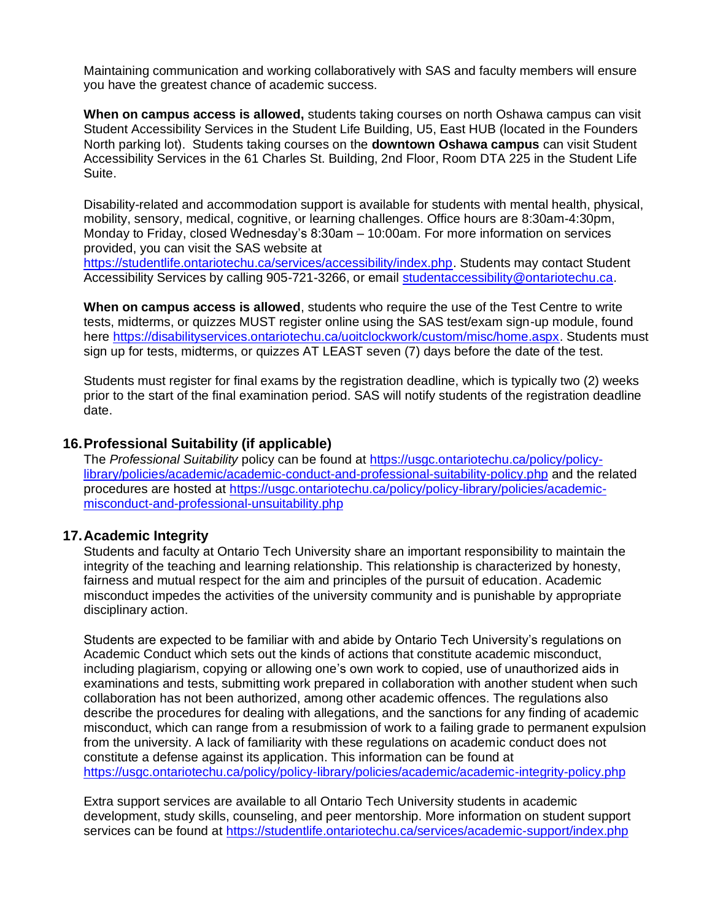Maintaining communication and working collaboratively with SAS and faculty members will ensure you have the greatest chance of academic success.

**When on campus access is allowed,** students taking courses on north Oshawa campus can visit Student Accessibility Services in the Student Life Building, U5, East HUB (located in the Founders North parking lot). Students taking courses on the **downtown Oshawa campus** can visit Student Accessibility Services in the 61 Charles St. Building, 2nd Floor, Room DTA 225 in the Student Life Suite.

Disability-related and accommodation support is available for students with mental health, physical, mobility, sensory, medical, cognitive, or learning challenges. Office hours are 8:30am-4:30pm, Monday to Friday, closed Wednesday's 8:30am – 10:00am. For more information on services provided, you can visit the SAS website at https://studentlife.ontariotechu.ca/services/accessibility/index.php. Students may contact Student Accessibility Services by calling 905-721-3266, or email studentaccessibility@ontariotechu.ca.

**When on campus access is allowed**, students who require the use of the Test Centre to write tests, midterms, or quizzes MUST register online using the SAS test/exam sign-up module, found here https://disabilityservices.ontariotechu.ca/uoitclockwork/custom/misc/home.aspx. Students must sign up for tests, midterms, or quizzes AT LEAST seven (7) days before the date of the test.

Students must register for final exams by the registration deadline, which is typically two (2) weeks prior to the start of the final examination period. SAS will notify students of the registration deadline date.

## 16. Professional Suitability (if applicable)

The *Professional Suitability* policy can be found at https://usgc.ontariotechu.ca/policy/policy-library/policies/academic/academic-conduct-and-professional-suitability-policy.php and the related procedures are hosted at https://usgc.ontariotechu.ca/policy/policy-library/policies/academic-misconduct-and-professional-unsuitability.php

## 17. Academic Integrity

Students and faculty at Ontario Tech University share an important responsibility to maintain the integrity of the teaching and learning relationship. This relationship is characterized by honesty, fairness and mutual respect for the aim and principles of the pursuit of education. Academic misconduct impedes the activities of the university community and is punishable by appropriate disciplinary action.

Students are expected to be familiar with and abide by Ontario Tech University's regulations on Academic Conduct which sets out the kinds of actions that constitute academic misconduct, including plagiarism, copying or allowing one's own work to copied, use of unauthorized aids in examinations and tests, submitting work prepared in collaboration with another student when such collaboration has not been authorized, among other academic offences. The regulations also describe the procedures for dealing with allegations, and the sanctions for any finding of academic misconduct, which can range from a resubmission of work to a failing grade to permanent expulsion from the university. A lack of familiarity with these regulations on academic conduct does not constitute a defense against its application. This information can be found at https://usgc.ontariotechu.ca/policy/policy-library/policies/academic/academic-integrity-policy.php

Extra support services are available to all Ontario Tech University students in academic development, study skills, counseling, and peer mentorship. More information on student support services can be found at https://studentlife.ontariotechu.ca/services/academic-support/index.php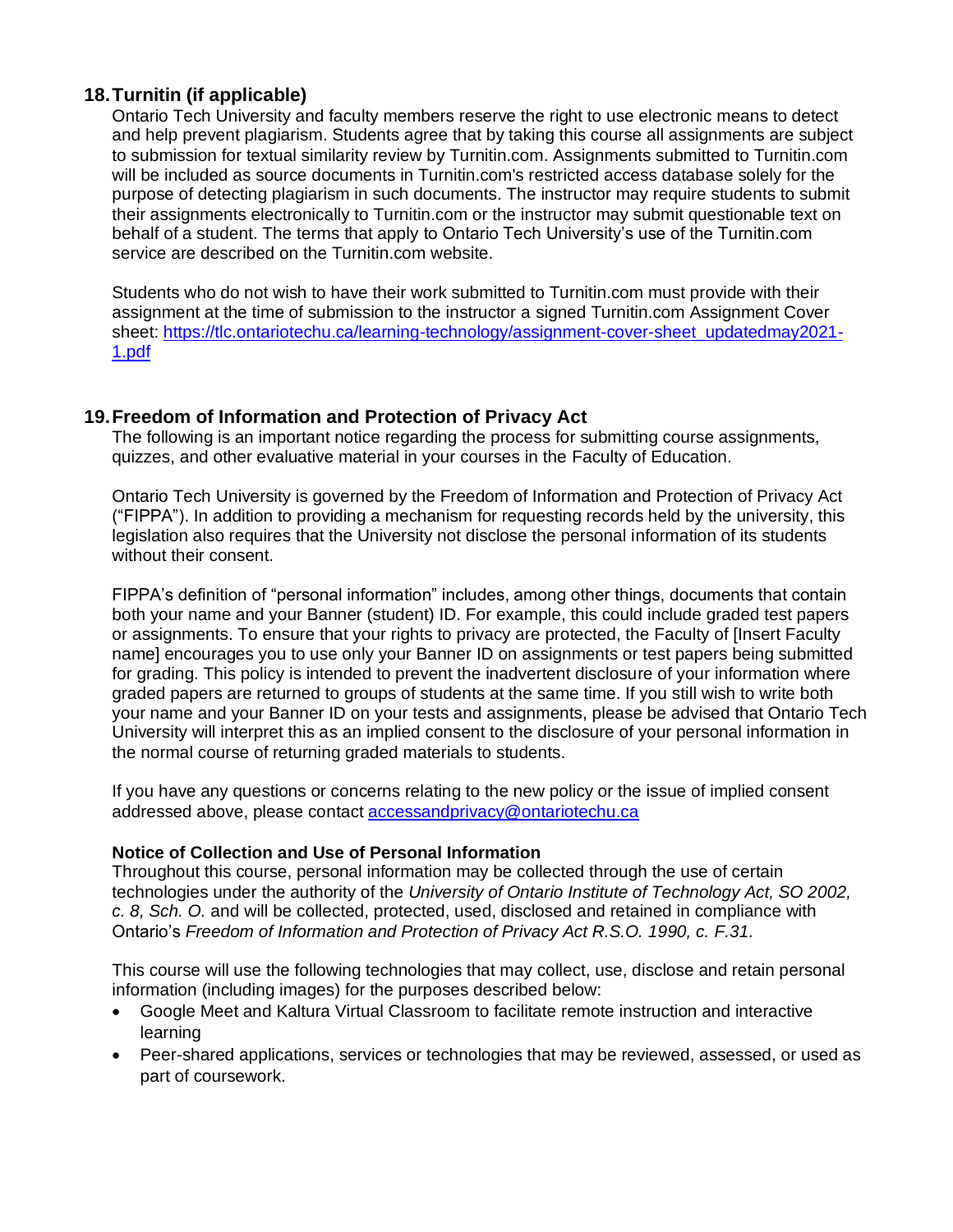## 18. Turnitin (if applicable)

Ontario Tech University and faculty members reserve the right to use electronic means to detect and help prevent plagiarism. Students agree that by taking this course all assignments are subject to submission for textual similarity review by Turnitin.com. Assignments submitted to Turnitin.com will be included as source documents in Turnitin.com's restricted access database solely for the purpose of detecting plagiarism in such documents. The instructor may require students to submit their assignments electronically to Turnitin.com or the instructor may submit questionable text on behalf of a student. The terms that apply to Ontario Tech University's use of the Turnitin.com service are described on the Turnitin.com website.

Students who do not wish to have their work submitted to Turnitin.com must provide with their assignment at the time of submission to the instructor a signed Turnitin.com Assignment Cover sheet: [https://tlc.ontariotechu.ca/learning-technology/assignment-cover-sheet_updatedmay2021-1.pdf](https://tlc.ontariotechu.ca/learning-technology/assignment-cover-sheet_updatedmay2021-1.pdf)

## 19. Freedom of Information and Protection of Privacy Act

The following is an important notice regarding the process for submitting course assignments, quizzes, and other evaluative material in your courses in the Faculty of Education.

Ontario Tech University is governed by the Freedom of Information and Protection of Privacy Act ("FIPPA"). In addition to providing a mechanism for requesting records held by the university, this legislation also requires that the University not disclose the personal information of its students without their consent.

FIPPA's definition of "personal information" includes, among other things, documents that contain both your name and your Banner (student) ID. For example, this could include graded test papers or assignments. To ensure that your rights to privacy are protected, the Faculty of [Insert Faculty name] encourages you to use only your Banner ID on assignments or test papers being submitted for grading. This policy is intended to prevent the inadvertent disclosure of your information where graded papers are returned to groups of students at the same time. If you still wish to write both your name and your Banner ID on your tests and assignments, please be advised that Ontario Tech University will interpret this as an implied consent to the disclosure of your personal information in the normal course of returning graded materials to students.

If you have any questions or concerns relating to the new policy or the issue of implied consent addressed above, please contact [accessandprivacy@ontariotechu.ca](mailto:accessandprivacy@ontariotechu.ca)

**Notice of Collection and Use of Personal Information**

Throughout this course, personal information may be collected through the use of certain technologies under the authority of the *University of Ontario Institute of Technology Act, SO 2002, c. 8, Sch. O.* and will be collected, protected, used, disclosed and retained in compliance with Ontario's *Freedom of Information and Protection of Privacy Act R.S.O. 1990, c. F.31.*

This course will use the following technologies that may collect, use, disclose and retain personal information (including images) for the purposes described below:

- Google Meet and Kaltura Virtual Classroom to facilitate remote instruction and interactive learning
- Peer-shared applications, services or technologies that may be reviewed, assessed, or used as part of coursework.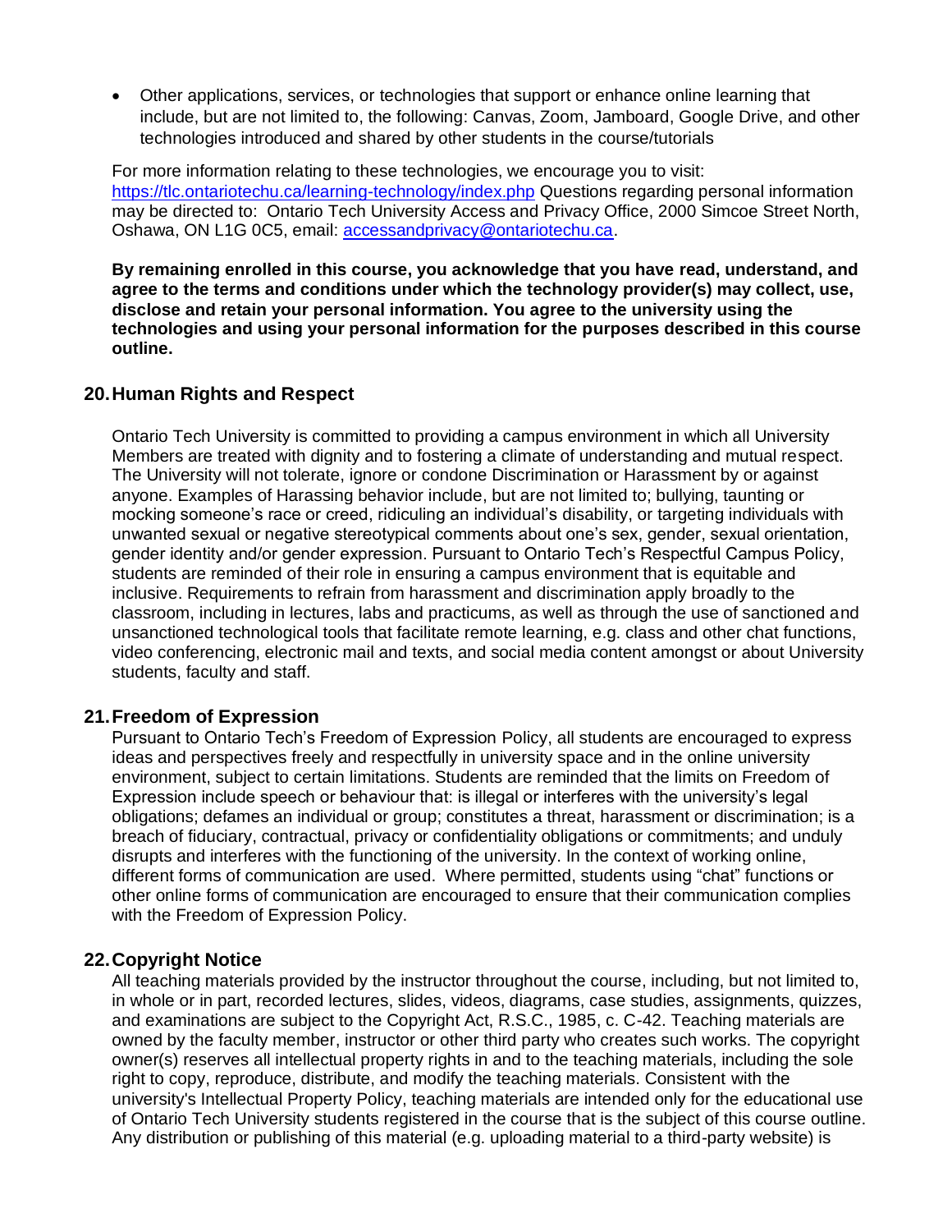- Other applications, services, or technologies that support or enhance online learning that include, but are not limited to, the following: Canvas, Zoom, Jamboard, Google Drive, and other technologies introduced and shared by other students in the course/tutorials

For more information relating to these technologies, we encourage you to visit: https://tlc.ontariotechu.ca/learning-technology/index.php Questions regarding personal information may be directed to: Ontario Tech University Access and Privacy Office, 2000 Simcoe Street North, Oshawa, ON L1G 0C5, email: accessandprivacy@ontariotechu.ca.

**By remaining enrolled in this course, you acknowledge that you have read, understand, and agree to the terms and conditions under which the technology provider(s) may collect, use, disclose and retain your personal information. You agree to the university using the technologies and using your personal information for the purposes described in this course outline.**

## 20. Human Rights and Respect

Ontario Tech University is committed to providing a campus environment in which all University Members are treated with dignity and to fostering a climate of understanding and mutual respect. The University will not tolerate, ignore or condone Discrimination or Harassment by or against anyone. Examples of Harassing behavior include, but are not limited to; bullying, taunting or mocking someone's race or creed, ridiculing an individual's disability, or targeting individuals with unwanted sexual or negative stereotypical comments about one's sex, gender, sexual orientation, gender identity and/or gender expression. Pursuant to Ontario Tech's Respectful Campus Policy, students are reminded of their role in ensuring a campus environment that is equitable and inclusive. Requirements to refrain from harassment and discrimination apply broadly to the classroom, including in lectures, labs and practicums, as well as through the use of sanctioned and unsanctioned technological tools that facilitate remote learning, e.g. class and other chat functions, video conferencing, electronic mail and texts, and social media content amongst or about University students, faculty and staff.

## 21. Freedom of Expression

Pursuant to Ontario Tech's Freedom of Expression Policy, all students are encouraged to express ideas and perspectives freely and respectfully in university space and in the online university environment, subject to certain limitations. Students are reminded that the limits on Freedom of Expression include speech or behaviour that: is illegal or interferes with the university's legal obligations; defames an individual or group; constitutes a threat, harassment or discrimination; is a breach of fiduciary, contractual, privacy or confidentiality obligations or commitments; and unduly disrupts and interferes with the functioning of the university. In the context of working online, different forms of communication are used. Where permitted, students using "chat" functions or other online forms of communication are encouraged to ensure that their communication complies with the Freedom of Expression Policy.

## 22. Copyright Notice

All teaching materials provided by the instructor throughout the course, including, but not limited to, in whole or in part, recorded lectures, slides, videos, diagrams, case studies, assignments, quizzes, and examinations are subject to the Copyright Act, R.S.C., 1985, c. C-42. Teaching materials are owned by the faculty member, instructor or other third party who creates such works. The copyright owner(s) reserves all intellectual property rights in and to the teaching materials, including the sole right to copy, reproduce, distribute, and modify the teaching materials. Consistent with the university's Intellectual Property Policy, teaching materials are intended only for the educational use of Ontario Tech University students registered in the course that is the subject of this course outline. Any distribution or publishing of this material (e.g. uploading material to a third-party website) is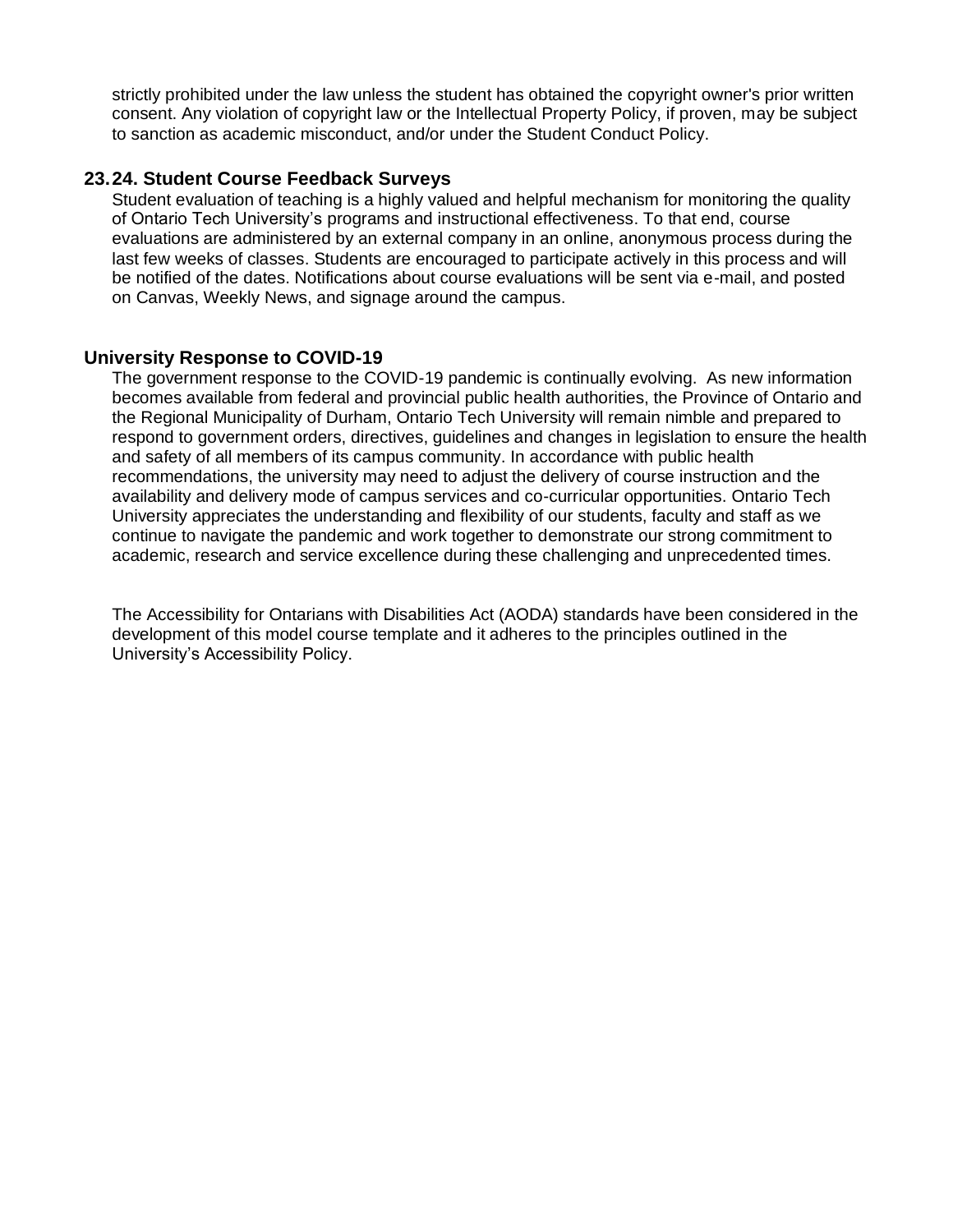strictly prohibited under the law unless the student has obtained the copyright owner's prior written consent. Any violation of copyright law or the Intellectual Property Policy, if proven, may be subject to sanction as academic misconduct, and/or under the Student Conduct Policy.

### 23.24. Student Course Feedback Surveys

Student evaluation of teaching is a highly valued and helpful mechanism for monitoring the quality of Ontario Tech University's programs and instructional effectiveness. To that end, course evaluations are administered by an external company in an online, anonymous process during the last few weeks of classes. Students are encouraged to participate actively in this process and will be notified of the dates. Notifications about course evaluations will be sent via e-mail, and posted on Canvas, Weekly News, and signage around the campus.

### University Response to COVID-19

The government response to the COVID-19 pandemic is continually evolving. As new information becomes available from federal and provincial public health authorities, the Province of Ontario and the Regional Municipality of Durham, Ontario Tech University will remain nimble and prepared to respond to government orders, directives, guidelines and changes in legislation to ensure the health and safety of all members of its campus community. In accordance with public health recommendations, the university may need to adjust the delivery of course instruction and the availability and delivery mode of campus services and co-curricular opportunities. Ontario Tech University appreciates the understanding and flexibility of our students, faculty and staff as we continue to navigate the pandemic and work together to demonstrate our strong commitment to academic, research and service excellence during these challenging and unprecedented times.

The Accessibility for Ontarians with Disabilities Act (AODA) standards have been considered in the development of this model course template and it adheres to the principles outlined in the University's Accessibility Policy.